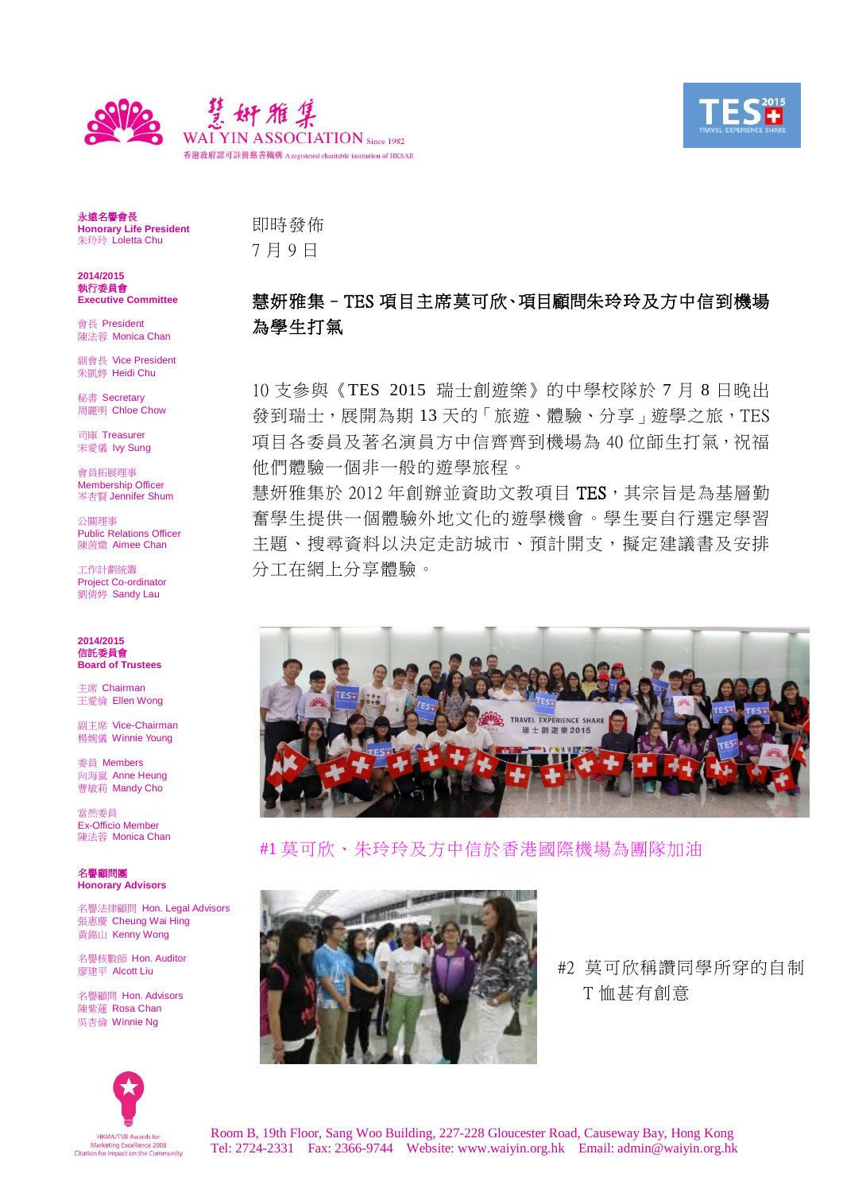慧妍雅集
WAI YIN ASSOCIATION Since 1982
香港政府認可註冊慈善機構 A registered charitable institution of HKSAR

**永遠名譽會長**
**Honorary Life President**
朱玲玲 Loletta Chu

**2014/2015**
**執行委員會**
**Executive Committee**

會長 President
陳法蓉 Monica Chan

副會長 Vice President
朱凱婷 Heidi Chu

秘書 Secretary
周麗明 Chloe Chow

司庫 Treasurer
宋愛儀 Ivy Sung

會員拓展理事
Membership Officer
岑杏賢 Jennifer Shum

公關理事
Public Relations Officer
陳茵微 Aimee Chan

工作計劃統籌
Project Co-ordinator
劉倩婷 Sandy Lau

**2014/2015**
**信託委員會**
**Board of Trustees**

主席 Chairman
王愛倫 Ellen Wong

副主席 Vice-Chairman
楊婉儀 Winnie Young

委員 Members
向海嵐 Anne Heung
曹敏莉 Mandy Cho

當然委員
Ex-Officio Member
陳法蓉 Monica Chan

**名譽顧問團**
**Honorary Advisors**

名譽法律顧問 Hon. Legal Advisors
張惠慶 Cheung Wai Hing
黃錦山 Kenny Wong

名譽核數師 Hon. Auditor
廖建平 Alcott Liu

名譽顧問 Hon. Advisors
陳紫蓮 Rosa Chan
吳杏倫 Winnie Ng

HKMA/TVB Awards for Marketing Excellence 2008
Citation for Impact on the Community

即時發佈
7 月 9 日

## 慧妍雅集－TES 項目主席莫可欣、項目顧問朱玲玲及方中信到機場為學生打氣

10 支參與《TES 2015 瑞士創遊樂》的中學校隊於 7 月 8 日晚出發到瑞士，展開為期 13 天的「旅遊、體驗、分享」遊學之旅，TES 項目各委員及著名演員方中信齊齊到機場為 40 位師生打氣，祝福他們體驗一個非一般的遊學旅程。

慧妍雅集於 2012 年創辦並資助文教項目 TES，其宗旨是為基層勤奮學生提供一個體驗外地文化的遊學機會。學生要自行選定學習主題、搜尋資料以決定走訪城市、預計開支，擬定建議書及安排分工在網上分享體驗。

#1 莫可欣、朱玲玲及方中信於香港國際機場為團隊加油

#2 莫可欣稱讚同學所穿的自制 T 恤甚有創意

Room B, 19th Floor, Sang Woo Building, 227-228 Gloucester Road, Causeway Bay, Hong Kong
Tel: 2724-2331 Fax: 2366-9744 Website: www.waiyin.org.hk Email: admin@waiyin.org.hk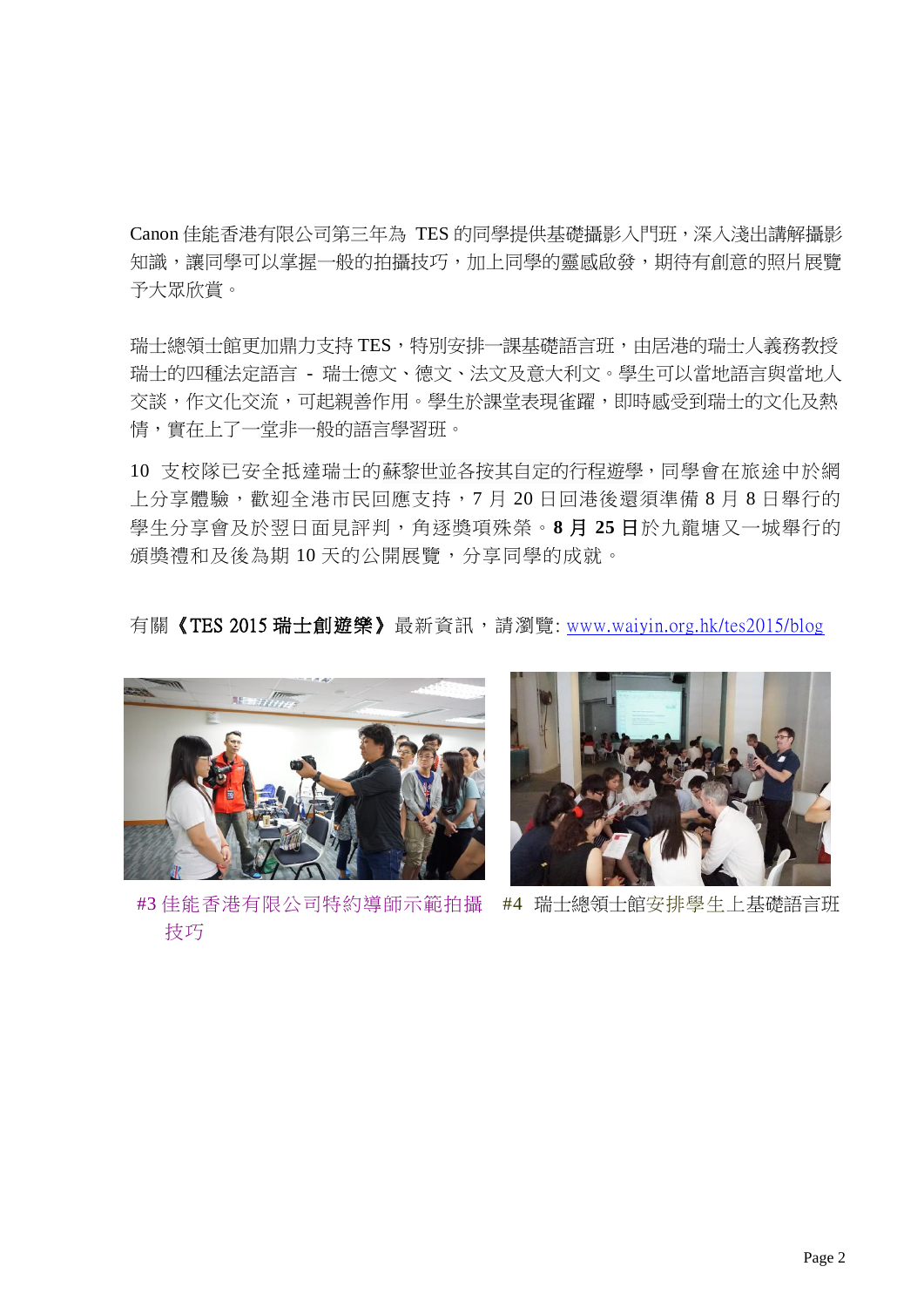Canon 佳能香港有限公司第三年為 TES 的同學提供基礎攝影入門班，深入淺出講解攝影知識，讓同學可以掌握一般的拍攝技巧，加上同學的靈感啟發，期待有創意的照片展覽予大眾欣賞。

瑞士總領士館更加鼎力支持 TES，特別安排一課基礎語言班，由居港的瑞士人義務教授瑞士的四種法定語言 - 瑞士德文、德文、法文及意大利文。學生可以當地語言與當地人交談，作文化交流，可起親善作用。學生於課堂表現雀躍，即時感受到瑞士的文化及熱情，實在上了一堂非一般的語言學習班。

10 支校隊已安全抵達瑞士的蘇黎世並各按其自定的行程遊學，同學會在旅途中於網上分享體驗，歡迎全港市民回應支持，7 月 20 日回港後還須準備 8 月 8 日舉行的學生分享會及於翌日面見評判，角逐獎項殊榮。**8 月 25 日**於九龍塘又一城舉行的頒獎禮和及後為期 10 天的公開展覽，分享同學的成就。

有關**《TES 2015 瑞士創遊樂》**最新資訊，請瀏覽: www.waiyin.org.hk/tes2015/blog

#3 佳能香港有限公司特約導師示範拍攝技巧

#4 瑞士總領士館安排學生上基礎語言班